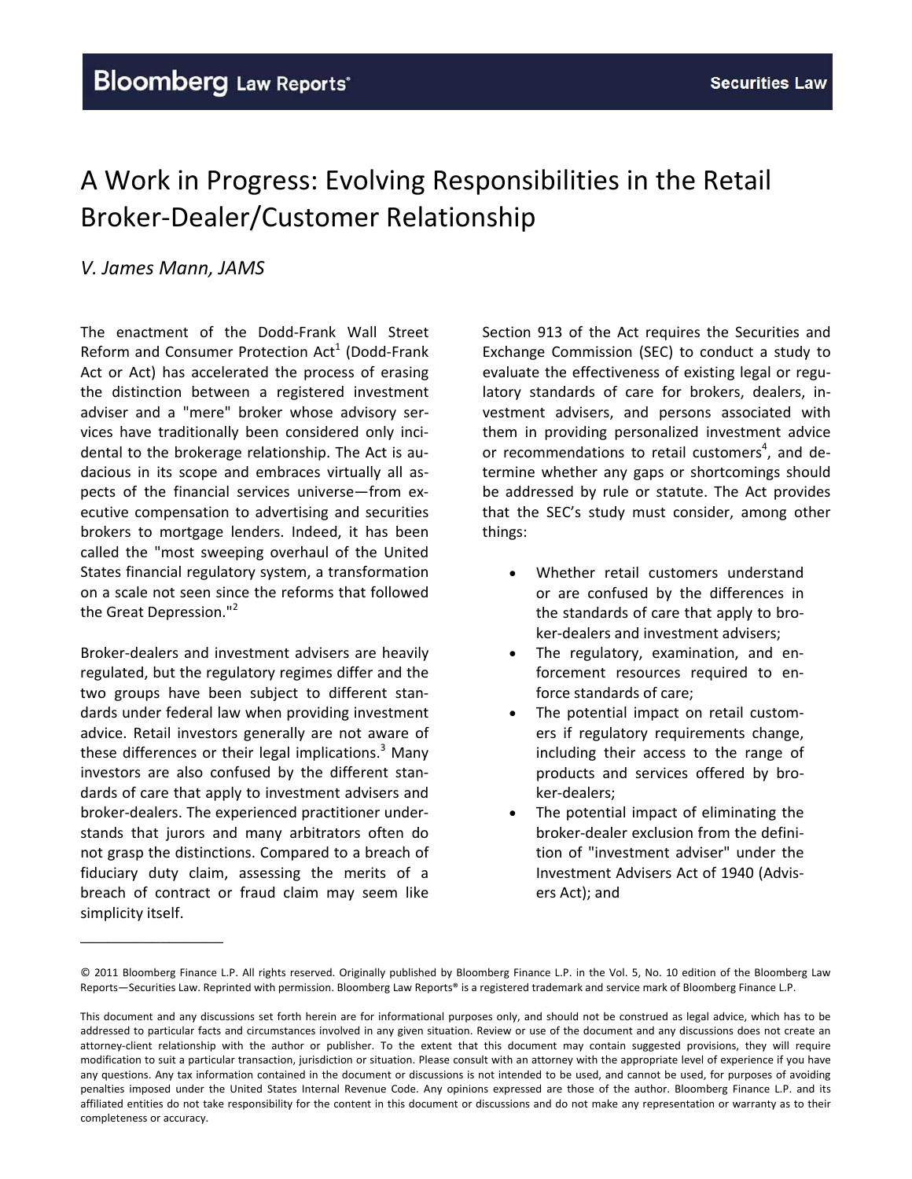# A Work in Progress: Evolving Responsibilities in the Retail Broker-Dealer/Customer Relationship

*V. James Mann, JAMS*

The enactment of the Dodd-Frank Wall Street Reform and Consumer Protection Act[1] (Dodd-Frank Act or Act) has accelerated the process of erasing the distinction between a registered investment adviser and a "mere" broker whose advisory services have traditionally been considered only incidental to the brokerage relationship. The Act is audacious in its scope and embraces virtually all aspects of the financial services universe—from executive compensation to advertising and securities brokers to mortgage lenders. Indeed, it has been called the "most sweeping overhaul of the United States financial regulatory system, a transformation on a scale not seen since the reforms that followed the Great Depression."[2]

Broker-dealers and investment advisers are heavily regulated, but the regulatory regimes differ and the two groups have been subject to different standards under federal law when providing investment advice. Retail investors generally are not aware of these differences or their legal implications.[3] Many investors are also confused by the different standards of care that apply to investment advisers and broker-dealers. The experienced practitioner understands that jurors and many arbitrators often do not grasp the distinctions. Compared to a breach of fiduciary duty claim, assessing the merits of a breach of contract or fraud claim may seem like simplicity itself.

Section 913 of the Act requires the Securities and Exchange Commission (SEC) to conduct a study to evaluate the effectiveness of existing legal or regulatory standards of care for brokers, dealers, investment advisers, and persons associated with them in providing personalized investment advice or recommendations to retail customers[4], and determine whether any gaps or shortcomings should be addressed by rule or statute. The Act provides that the SEC's study must consider, among other things:

- Whether retail customers understand or are confused by the differences in the standards of care that apply to broker-dealers and investment advisers;
- The regulatory, examination, and enforcement resources required to enforce standards of care;
- The potential impact on retail customers if regulatory requirements change, including their access to the range of products and services offered by broker-dealers;
- The potential impact of eliminating the broker-dealer exclusion from the definition of "investment adviser" under the Investment Advisers Act of 1940 (Advisers Act); and

---

© 2011 Bloomberg Finance L.P. All rights reserved. Originally published by Bloomberg Finance L.P. in the Vol. 5, No. 10 edition of the Bloomberg Law Reports—Securities Law. Reprinted with permission. Bloomberg Law Reports® is a registered trademark and service mark of Bloomberg Finance L.P.

This document and any discussions set forth herein are for informational purposes only, and should not be construed as legal advice, which has to be addressed to particular facts and circumstances involved in any given situation. Review or use of the document and any discussions does not create an attorney-client relationship with the author or publisher. To the extent that this document may contain suggested provisions, they will require modification to suit a particular transaction, jurisdiction or situation. Please consult with an attorney with the appropriate level of experience if you have any questions. Any tax information contained in the document or discussions is not intended to be used, and cannot be used, for purposes of avoiding penalties imposed under the United States Internal Revenue Code. Any opinions expressed are those of the author. Bloomberg Finance L.P. and its affiliated entities do not take responsibility for the content in this document or discussions and do not make any representation or warranty as to their completeness or accuracy.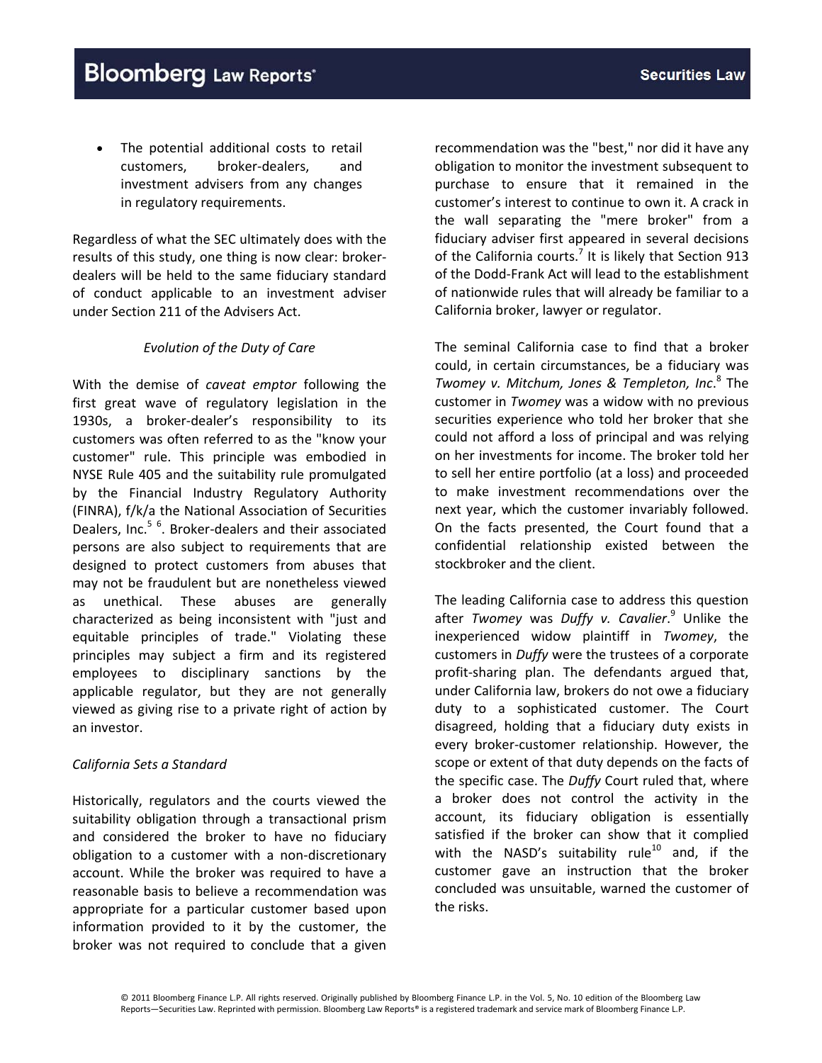- The potential additional costs to retail customers, broker-dealers, and investment advisers from any changes in regulatory requirements.

Regardless of what the SEC ultimately does with the results of this study, one thing is now clear: broker-dealers will be held to the same fiduciary standard of conduct applicable to an investment adviser under Section 211 of the Advisers Act.

*Evolution of the Duty of Care*

With the demise of *caveat emptor* following the first great wave of regulatory legislation in the 1930s, a broker-dealer's responsibility to its customers was often referred to as the "know your customer" rule. This principle was embodied in NYSE Rule 405 and the suitability rule promulgated by the Financial Industry Regulatory Authority (FINRA), f/k/a the National Association of Securities Dealers, Inc.[5] [6]. Broker-dealers and their associated persons are also subject to requirements that are designed to protect customers from abuses that may not be fraudulent but are nonetheless viewed as unethical. These abuses are generally characterized as being inconsistent with "just and equitable principles of trade." Violating these principles may subject a firm and its registered employees to disciplinary sanctions by the applicable regulator, but they are not generally viewed as giving rise to a private right of action by an investor.

*California Sets a Standard*

Historically, regulators and the courts viewed the suitability obligation through a transactional prism and considered the broker to have no fiduciary obligation to a customer with a non-discretionary account. While the broker was required to have a reasonable basis to believe a recommendation was appropriate for a particular customer based upon information provided to it by the customer, the broker was not required to conclude that a given recommendation was the "best," nor did it have any obligation to monitor the investment subsequent to purchase to ensure that it remained in the customer's interest to continue to own it. A crack in the wall separating the "mere broker" from a fiduciary adviser first appeared in several decisions of the California courts.[7] It is likely that Section 913 of the Dodd-Frank Act will lead to the establishment of nationwide rules that will already be familiar to a California broker, lawyer or regulator.

The seminal California case to find that a broker could, in certain circumstances, be a fiduciary was *Twomey v. Mitchum, Jones & Templeton, Inc*.[8] The customer in *Twomey* was a widow with no previous securities experience who told her broker that she could not afford a loss of principal and was relying on her investments for income. The broker told her to sell her entire portfolio (at a loss) and proceeded to make investment recommendations over the next year, which the customer invariably followed. On the facts presented, the Court found that a confidential relationship existed between the stockbroker and the client.

The leading California case to address this question after *Twomey* was *Duffy v. Cavalier*.[9] Unlike the inexperienced widow plaintiff in *Twomey*, the customers in *Duffy* were the trustees of a corporate profit-sharing plan. The defendants argued that, under California law, brokers do not owe a fiduciary duty to a sophisticated customer. The Court disagreed, holding that a fiduciary duty exists in every broker-customer relationship. However, the scope or extent of that duty depends on the facts of the specific case. The *Duffy* Court ruled that, where a broker does not control the activity in the account, its fiduciary obligation is essentially satisfied if the broker can show that it complied with the NASD's suitability rule[10] and, if the customer gave an instruction that the broker concluded was unsuitable, warned the customer of the risks.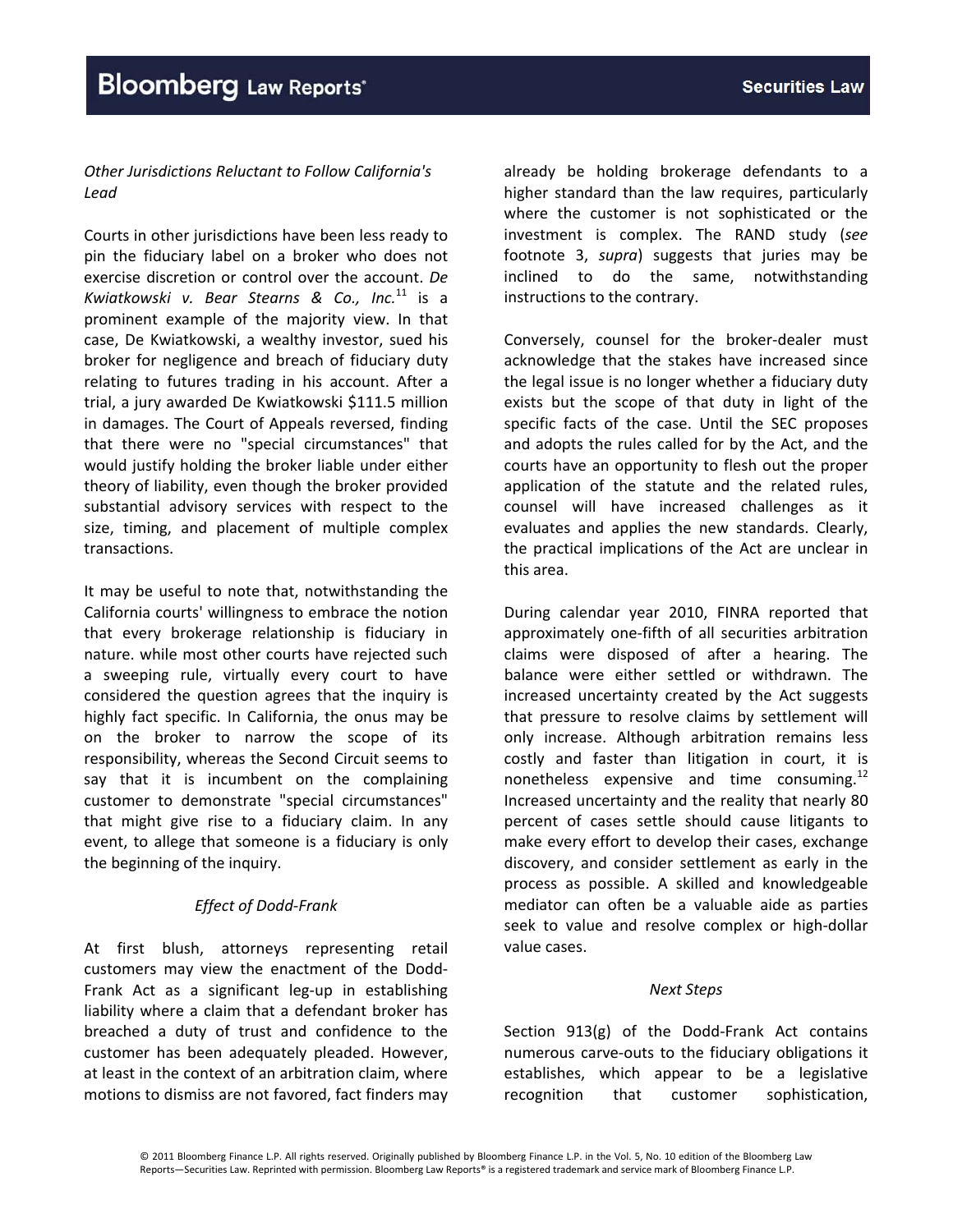*Other Jurisdictions Reluctant to Follow California's Lead*

Courts in other jurisdictions have been less ready to pin the fiduciary label on a broker who does not exercise discretion or control over the account. *De Kwiatkowski v. Bear Stearns & Co., Inc.*[11] is a prominent example of the majority view. In that case, De Kwiatkowski, a wealthy investor, sued his broker for negligence and breach of fiduciary duty relating to futures trading in his account. After a trial, a jury awarded De Kwiatkowski $111.5 million in damages. The Court of Appeals reversed, finding that there were no "special circumstances" that would justify holding the broker liable under either theory of liability, even though the broker provided substantial advisory services with respect to the size, timing, and placement of multiple complex transactions.

It may be useful to note that, notwithstanding the California courts' willingness to embrace the notion that every brokerage relationship is fiduciary in nature. while most other courts have rejected such a sweeping rule, virtually every court to have considered the question agrees that the inquiry is highly fact specific. In California, the onus may be on the broker to narrow the scope of its responsibility, whereas the Second Circuit seems to say that it is incumbent on the complaining customer to demonstrate "special circumstances" that might give rise to a fiduciary claim. In any event, to allege that someone is a fiduciary is only the beginning of the inquiry.

*Effect of Dodd-Frank*

At first blush, attorneys representing retail customers may view the enactment of the Dodd-Frank Act as a significant leg-up in establishing liability where a claim that a defendant broker has breached a duty of trust and confidence to the customer has been adequately pleaded. However, at least in the context of an arbitration claim, where motions to dismiss are not favored, fact finders may already be holding brokerage defendants to a higher standard than the law requires, particularly where the customer is not sophisticated or the investment is complex. The RAND study (*see* footnote 3, *supra*) suggests that juries may be inclined to do the same, notwithstanding instructions to the contrary.

Conversely, counsel for the broker-dealer must acknowledge that the stakes have increased since the legal issue is no longer whether a fiduciary duty exists but the scope of that duty in light of the specific facts of the case. Until the SEC proposes and adopts the rules called for by the Act, and the courts have an opportunity to flesh out the proper application of the statute and the related rules, counsel will have increased challenges as it evaluates and applies the new standards. Clearly, the practical implications of the Act are unclear in this area.

During calendar year 2010, FINRA reported that approximately one-fifth of all securities arbitration claims were disposed of after a hearing. The balance were either settled or withdrawn. The increased uncertainty created by the Act suggests that pressure to resolve claims by settlement will only increase. Although arbitration remains less costly and faster than litigation in court, it is nonetheless expensive and time consuming.[12] Increased uncertainty and the reality that nearly 80 percent of cases settle should cause litigants to make every effort to develop their cases, exchange discovery, and consider settlement as early in the process as possible. A skilled and knowledgeable mediator can often be a valuable aide as parties seek to value and resolve complex or high-dollar value cases.

*Next Steps*

Section 913(g) of the Dodd-Frank Act contains numerous carve-outs to the fiduciary obligations it establishes, which appear to be a legislative recognition that customer sophistication,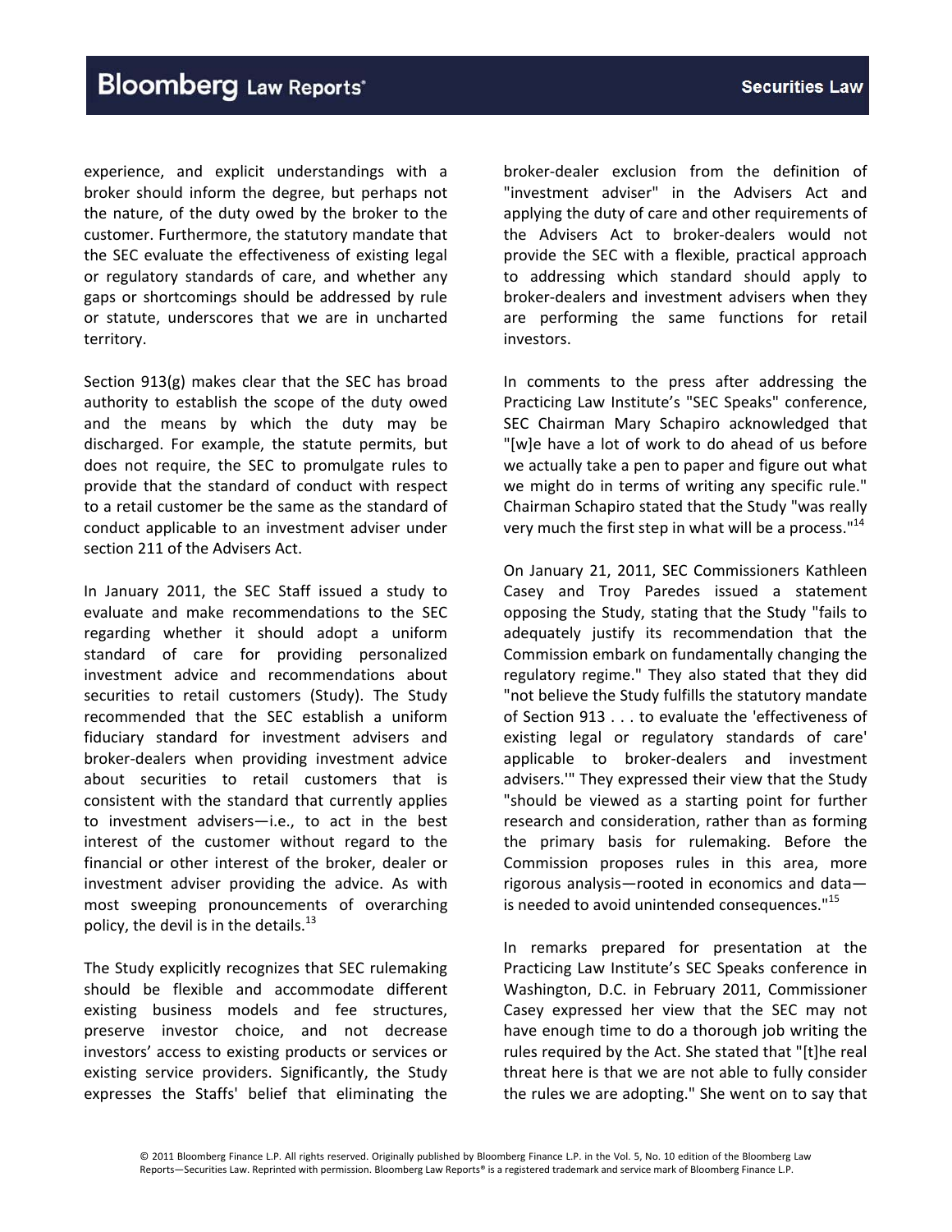experience, and explicit understandings with a broker should inform the degree, but perhaps not the nature, of the duty owed by the broker to the customer. Furthermore, the statutory mandate that the SEC evaluate the effectiveness of existing legal or regulatory standards of care, and whether any gaps or shortcomings should be addressed by rule or statute, underscores that we are in uncharted territory.

Section 913(g) makes clear that the SEC has broad authority to establish the scope of the duty owed and the means by which the duty may be discharged. For example, the statute permits, but does not require, the SEC to promulgate rules to provide that the standard of conduct with respect to a retail customer be the same as the standard of conduct applicable to an investment adviser under section 211 of the Advisers Act.

In January 2011, the SEC Staff issued a study to evaluate and make recommendations to the SEC regarding whether it should adopt a uniform standard of care for providing personalized investment advice and recommendations about securities to retail customers (Study). The Study recommended that the SEC establish a uniform fiduciary standard for investment advisers and broker-dealers when providing investment advice about securities to retail customers that is consistent with the standard that currently applies to investment advisers—i.e., to act in the best interest of the customer without regard to the financial or other interest of the broker, dealer or investment adviser providing the advice. As with most sweeping pronouncements of overarching policy, the devil is in the details.[13]

The Study explicitly recognizes that SEC rulemaking should be flexible and accommodate different existing business models and fee structures, preserve investor choice, and not decrease investors' access to existing products or services or existing service providers. Significantly, the Study expresses the Staffs' belief that eliminating the broker-dealer exclusion from the definition of "investment adviser" in the Advisers Act and applying the duty of care and other requirements of the Advisers Act to broker-dealers would not provide the SEC with a flexible, practical approach to addressing which standard should apply to broker-dealers and investment advisers when they are performing the same functions for retail investors.

In comments to the press after addressing the Practicing Law Institute's "SEC Speaks" conference, SEC Chairman Mary Schapiro acknowledged that "[w]e have a lot of work to do ahead of us before we actually take a pen to paper and figure out what we might do in terms of writing any specific rule." Chairman Schapiro stated that the Study "was really very much the first step in what will be a process."[14]

On January 21, 2011, SEC Commissioners Kathleen Casey and Troy Paredes issued a statement opposing the Study, stating that the Study "fails to adequately justify its recommendation that the Commission embark on fundamentally changing the regulatory regime." They also stated that they did "not believe the Study fulfills the statutory mandate of Section 913 . . . to evaluate the 'effectiveness of existing legal or regulatory standards of care' applicable to broker-dealers and investment advisers.'" They expressed their view that the Study "should be viewed as a starting point for further research and consideration, rather than as forming the primary basis for rulemaking. Before the Commission proposes rules in this area, more rigorous analysis—rooted in economics and data—is needed to avoid unintended consequences."[15]

In remarks prepared for presentation at the Practicing Law Institute's SEC Speaks conference in Washington, D.C. in February 2011, Commissioner Casey expressed her view that the SEC may not have enough time to do a thorough job writing the rules required by the Act. She stated that "[t]he real threat here is that we are not able to fully consider the rules we are adopting." She went on to say that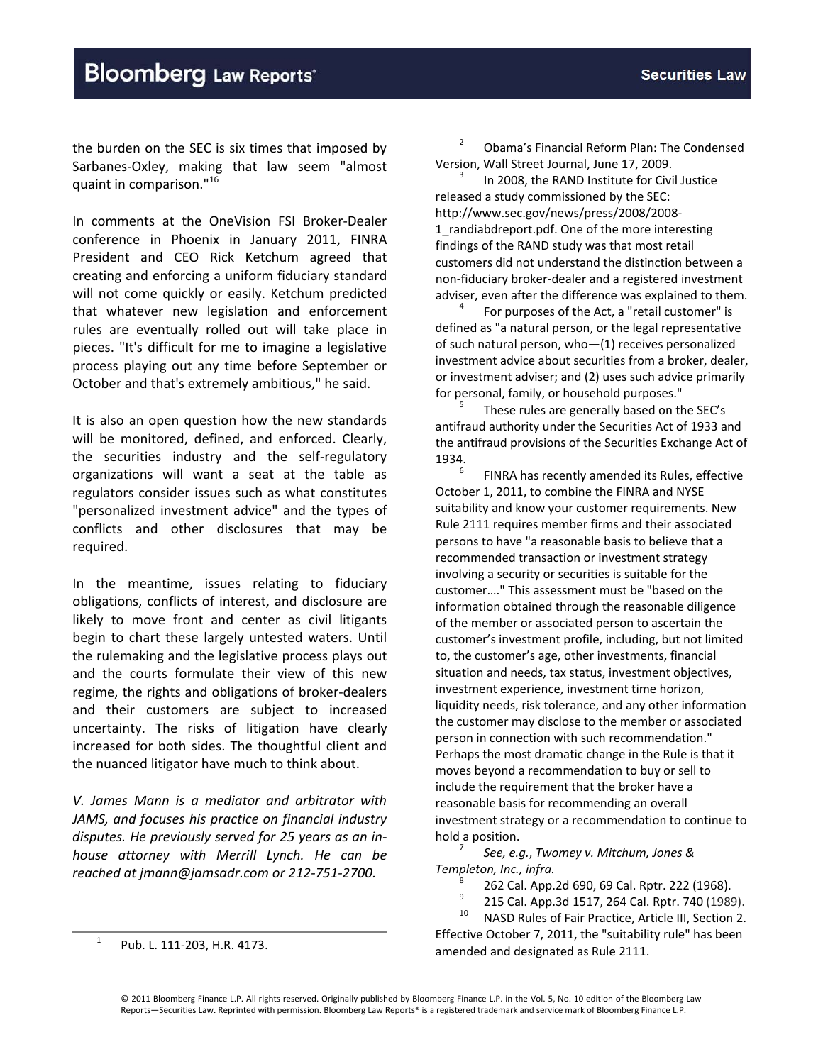the burden on the SEC is six times that imposed by Sarbanes-Oxley, making that law seem "almost quaint in comparison."[16]

In comments at the OneVision FSI Broker-Dealer conference in Phoenix in January 2011, FINRA President and CEO Rick Ketchum agreed that creating and enforcing a uniform fiduciary standard will not come quickly or easily. Ketchum predicted that whatever new legislation and enforcement rules are eventually rolled out will take place in pieces. "It's difficult for me to imagine a legislative process playing out any time before September or October and that's extremely ambitious," he said.

It is also an open question how the new standards will be monitored, defined, and enforced. Clearly, the securities industry and the self-regulatory organizations will want a seat at the table as regulators consider issues such as what constitutes "personalized investment advice" and the types of conflicts and other disclosures that may be required.

In the meantime, issues relating to fiduciary obligations, conflicts of interest, and disclosure are likely to move front and center as civil litigants begin to chart these largely untested waters. Until the rulemaking and the legislative process plays out and the courts formulate their view of this new regime, the rights and obligations of broker-dealers and their customers are subject to increased uncertainty. The risks of litigation have clearly increased for both sides. The thoughtful client and the nuanced litigator have much to think about.

*V. James Mann is a mediator and arbitrator with JAMS, and focuses his practice on financial industry disputes. He previously served for 25 years as an in-house attorney with Merrill Lynch. He can be reached at jmann@jamsadr.com or 212-751-2700.*

---

[1] Pub. L. 111-203, H.R. 4173.

[2] Obama's Financial Reform Plan: The Condensed Version, Wall Street Journal, June 17, 2009.

[3] In 2008, the RAND Institute for Civil Justice released a study commissioned by the SEC: http://www.sec.gov/news/press/2008/2008-1_randiabdreport.pdf. One of the more interesting findings of the RAND study was that most retail customers did not understand the distinction between a non-fiduciary broker-dealer and a registered investment adviser, even after the difference was explained to them.

[4] For purposes of the Act, a "retail customer" is defined as "a natural person, or the legal representative of such natural person, who—(1) receives personalized investment advice about securities from a broker, dealer, or investment adviser; and (2) uses such advice primarily for personal, family, or household purposes."

[5] These rules are generally based on the SEC's antifraud authority under the Securities Act of 1933 and the antifraud provisions of the Securities Exchange Act of 1934.

[6] FINRA has recently amended its Rules, effective October 1, 2011, to combine the FINRA and NYSE suitability and know your customer requirements. New Rule 2111 requires member firms and their associated persons to have "a reasonable basis to believe that a recommended transaction or investment strategy involving a security or securities is suitable for the customer…." This assessment must be "based on the information obtained through the reasonable diligence of the member or associated person to ascertain the customer's investment profile, including, but not limited to, the customer's age, other investments, financial situation and needs, tax status, investment objectives, investment experience, investment time horizon, liquidity needs, risk tolerance, and any other information the customer may disclose to the member or associated person in connection with such recommendation." Perhaps the most dramatic change in the Rule is that it moves beyond a recommendation to buy or sell to include the requirement that the broker have a reasonable basis for recommending an overall investment strategy or a recommendation to continue to hold a position.

[7] *See, e.g.*, *Twomey v. Mitchum, Jones & Templeton, Inc., infra.*

[8] 262 Cal. App.2d 690, 69 Cal. Rptr. 222 (1968).

[9] 215 Cal. App.3d 1517, 264 Cal. Rptr. 740 (1989).

[10] NASD Rules of Fair Practice, Article III, Section 2. Effective October 7, 2011, the "suitability rule" has been amended and designated as Rule 2111.

© 2011 Bloomberg Finance L.P. All rights reserved. Originally published by Bloomberg Finance L.P. in the Vol. 5, No. 10 edition of the Bloomberg Law Reports—Securities Law. Reprinted with permission. Bloomberg Law Reports® is a registered trademark and service mark of Bloomberg Finance L.P.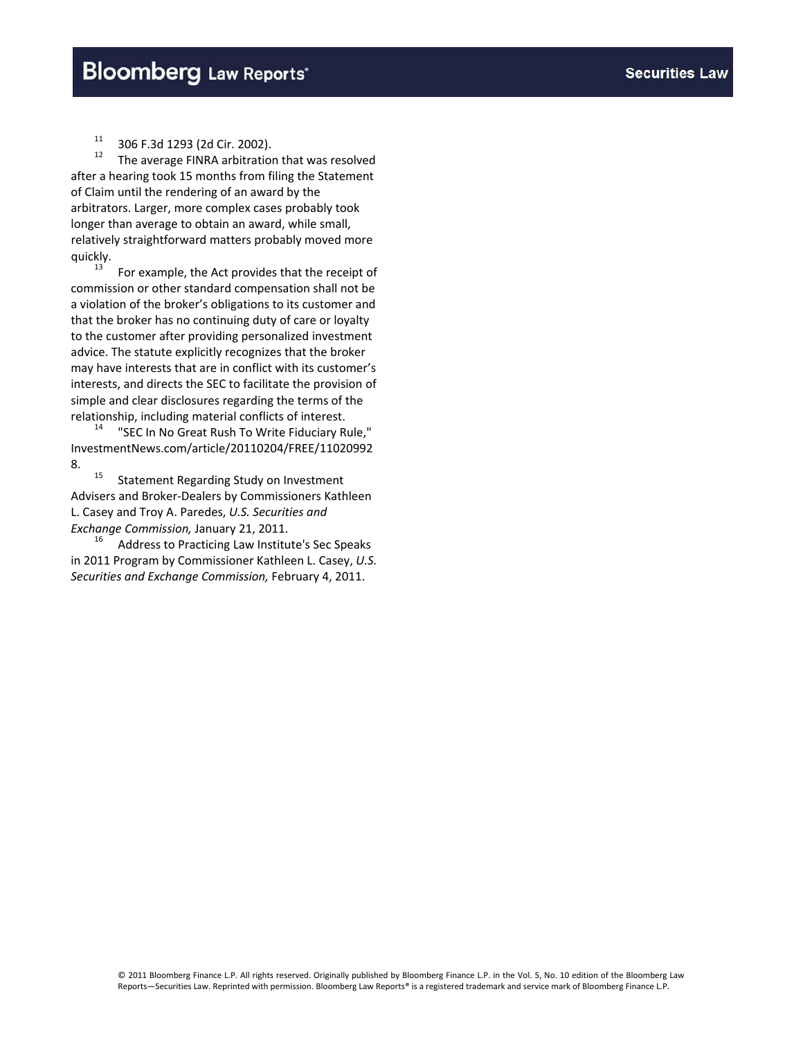[11] 306 F.3d 1293 (2d Cir. 2002).

[12] The average FINRA arbitration that was resolved after a hearing took 15 months from filing the Statement of Claim until the rendering of an award by the arbitrators. Larger, more complex cases probably took longer than average to obtain an award, while small, relatively straightforward matters probably moved more quickly.

[13] For example, the Act provides that the receipt of commission or other standard compensation shall not be a violation of the broker's obligations to its customer and that the broker has no continuing duty of care or loyalty to the customer after providing personalized investment advice. The statute explicitly recognizes that the broker may have interests that are in conflict with its customer's interests, and directs the SEC to facilitate the provision of simple and clear disclosures regarding the terms of the relationship, including material conflicts of interest.

[14] "SEC In No Great Rush To Write Fiduciary Rule," InvestmentNews.com/article/20110204/FREE/110209928.

[15] Statement Regarding Study on Investment Advisers and Broker-Dealers by Commissioners Kathleen L. Casey and Troy A. Paredes, *U.S. Securities and Exchange Commission,* January 21, 2011.

[16] Address to Practicing Law Institute's Sec Speaks in 2011 Program by Commissioner Kathleen L. Casey, *U.S. Securities and Exchange Commission,* February 4, 2011.

© 2011 Bloomberg Finance L.P. All rights reserved. Originally published by Bloomberg Finance L.P. in the Vol. 5, No. 10 edition of the Bloomberg Law Reports—Securities Law. Reprinted with permission. Bloomberg Law Reports® is a registered trademark and service mark of Bloomberg Finance L.P.